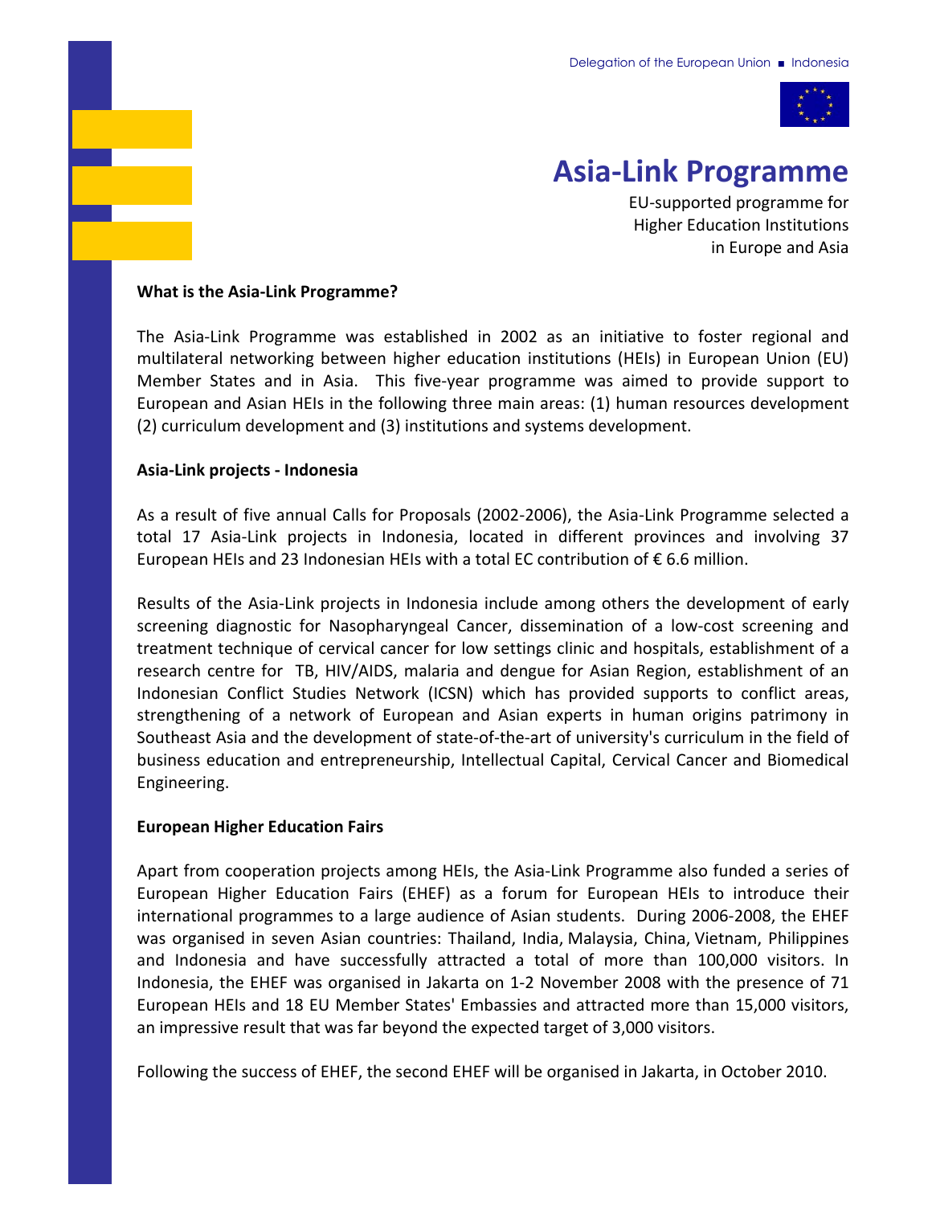Delegation of the European Union ■ Indonesia

# Asia-Link Programme

EU-supported programme for
Higher Education Institutions
in Europe and Asia

**What is the Asia-Link Programme?**

The Asia-Link Programme was established in 2002 as an initiative to foster regional and multilateral networking between higher education institutions (HEIs) in European Union (EU) Member States and in Asia. This five-year programme was aimed to provide support to European and Asian HEIs in the following three main areas: (1) human resources development (2) curriculum development and (3) institutions and systems development.

**Asia-Link projects - Indonesia**

As a result of five annual Calls for Proposals (2002-2006), the Asia-Link Programme selected a total 17 Asia-Link projects in Indonesia, located in different provinces and involving 37 European HEIs and 23 Indonesian HEIs with a total EC contribution of € 6.6 million.

Results of the Asia-Link projects in Indonesia include among others the development of early screening diagnostic for Nasopharyngeal Cancer, dissemination of a low-cost screening and treatment technique of cervical cancer for low settings clinic and hospitals, establishment of a research centre for TB, HIV/AIDS, malaria and dengue for Asian Region, establishment of an Indonesian Conflict Studies Network (ICSN) which has provided supports to conflict areas, strengthening of a network of European and Asian experts in human origins patrimony in Southeast Asia and the development of state-of-the-art of university's curriculum in the field of business education and entrepreneurship, Intellectual Capital, Cervical Cancer and Biomedical Engineering.

**European Higher Education Fairs**

Apart from cooperation projects among HEIs, the Asia-Link Programme also funded a series of European Higher Education Fairs (EHEF) as a forum for European HEIs to introduce their international programmes to a large audience of Asian students. During 2006-2008, the EHEF was organised in seven Asian countries: Thailand, India, Malaysia, China, Vietnam, Philippines and Indonesia and have successfully attracted a total of more than 100,000 visitors. In Indonesia, the EHEF was organised in Jakarta on 1-2 November 2008 with the presence of 71 European HEIs and 18 EU Member States' Embassies and attracted more than 15,000 visitors, an impressive result that was far beyond the expected target of 3,000 visitors.

Following the success of EHEF, the second EHEF will be organised in Jakarta, in October 2010.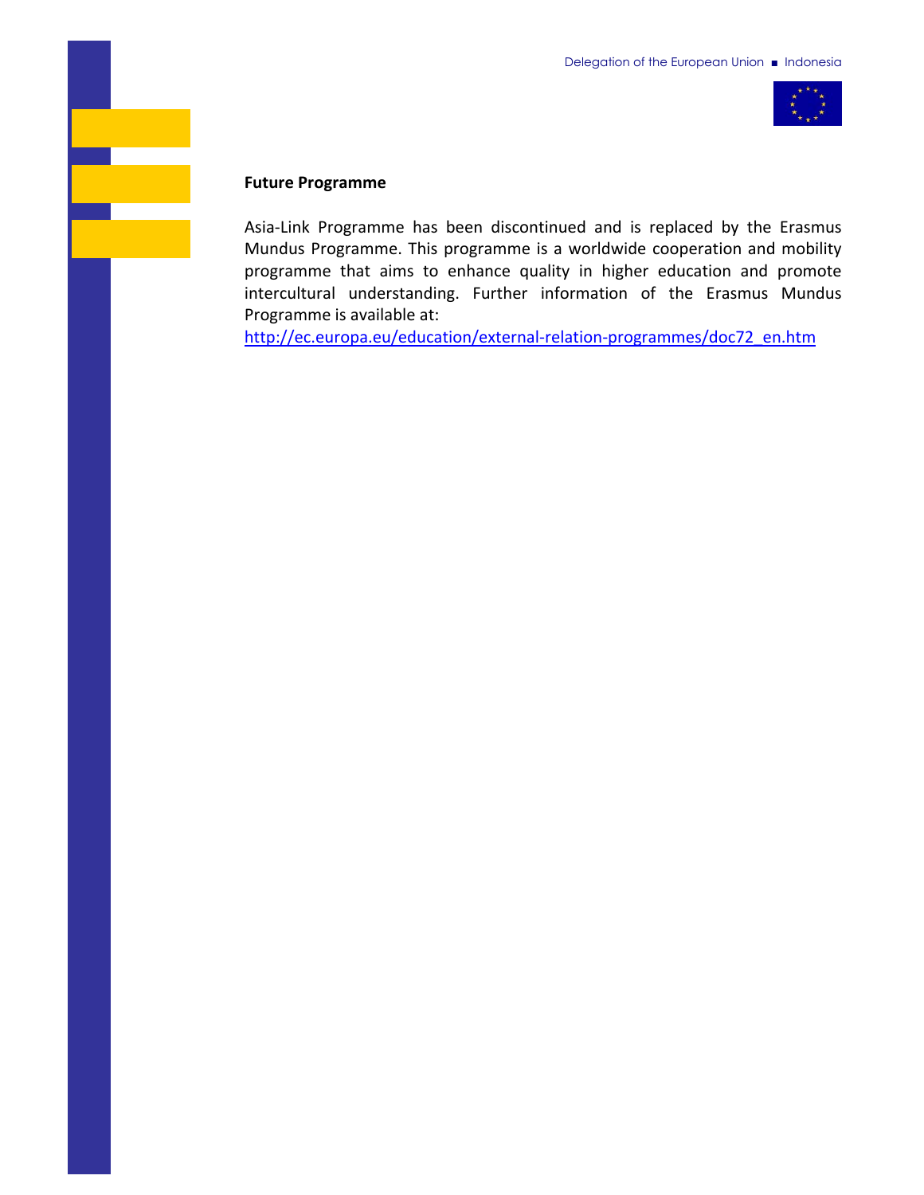**Future Programme**

Asia-Link Programme has been discontinued and is replaced by the Erasmus Mundus Programme. This programme is a worldwide cooperation and mobility programme that aims to enhance quality in higher education and promote intercultural understanding. Further information of the Erasmus Mundus Programme is available at:
http://ec.europa.eu/education/external-relation-programmes/doc72_en.htm